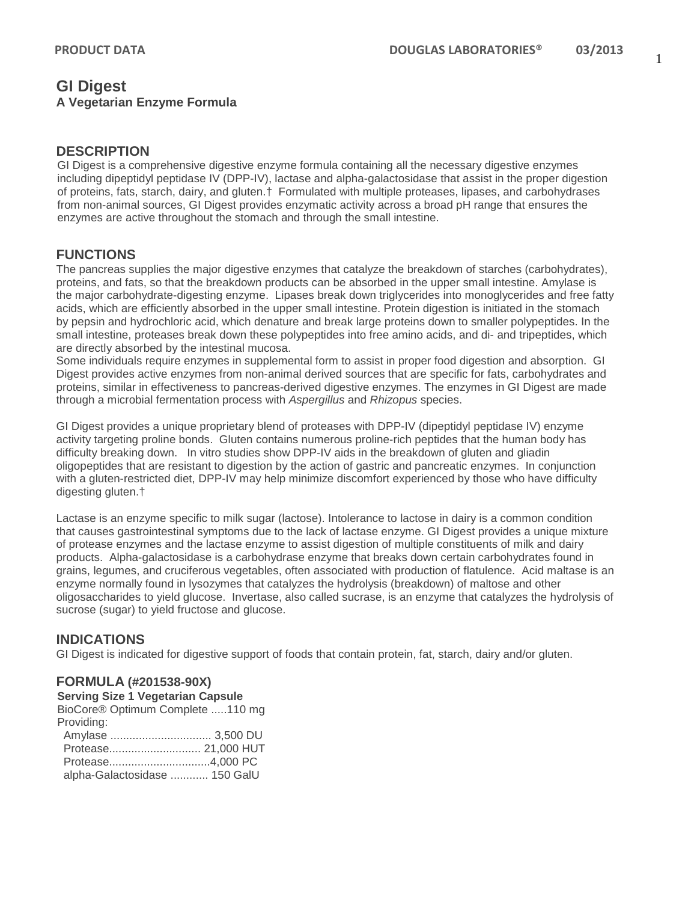# GI Digest

**A Vegetarian Enzyme Formula**

## DESCRIPTION

GI Digest is a comprehensive digestive enzyme formula containing all the necessary digestive enzymes including dipeptidyl peptidase IV (DPP-IV), lactase and alpha-galactosidase that assist in the proper digestion of proteins, fats, starch, dairy, and gluten.† Formulated with multiple proteases, lipases, and carbohydrases from non-animal sources, GI Digest provides enzymatic activity across a broad pH range that ensures the enzymes are active throughout the stomach and through the small intestine.

## FUNCTIONS

The pancreas supplies the major digestive enzymes that catalyze the breakdown of starches (carbohydrates), proteins, and fats, so that the breakdown products can be absorbed in the upper small intestine. Amylase is the major carbohydrate-digesting enzyme. Lipases break down triglycerides into monoglycerides and free fatty acids, which are efficiently absorbed in the upper small intestine. Protein digestion is initiated in the stomach by pepsin and hydrochloric acid, which denature and break large proteins down to smaller polypeptides. In the small intestine, proteases break down these polypeptides into free amino acids, and di- and tripeptides, which are directly absorbed by the intestinal mucosa.

Some individuals require enzymes in supplemental form to assist in proper food digestion and absorption. GI Digest provides active enzymes from non-animal derived sources that are specific for fats, carbohydrates and proteins, similar in effectiveness to pancreas-derived digestive enzymes. The enzymes in GI Digest are made through a microbial fermentation process with *Aspergillus* and *Rhizopus* species.

GI Digest provides a unique proprietary blend of proteases with DPP-IV (dipeptidyl peptidase IV) enzyme activity targeting proline bonds. Gluten contains numerous proline-rich peptides that the human body has difficulty breaking down. In vitro studies show DPP-IV aids in the breakdown of gluten and gliadin oligopeptides that are resistant to digestion by the action of gastric and pancreatic enzymes. In conjunction with a gluten-restricted diet, DPP-IV may help minimize discomfort experienced by those who have difficulty digesting gluten.†

Lactase is an enzyme specific to milk sugar (lactose). Intolerance to lactose in dairy is a common condition that causes gastrointestinal symptoms due to the lack of lactase enzyme. GI Digest provides a unique mixture of protease enzymes and the lactase enzyme to assist digestion of multiple constituents of milk and dairy products. Alpha-galactosidase is a carbohydrase enzyme that breaks down certain carbohydrates found in grains, legumes, and cruciferous vegetables, often associated with production of flatulence. Acid maltase is an enzyme normally found in lysozymes that catalyzes the hydrolysis (breakdown) of maltose and other oligosaccharides to yield glucose. Invertase, also called sucrase, is an enzyme that catalyzes the hydrolysis of sucrose (sugar) to yield fructose and glucose.

## INDICATIONS

GI Digest is indicated for digestive support of foods that contain protein, fat, starch, dairy and/or gluten.

## FORMULA (#201538-90X)

**Serving Size 1 Vegetarian Capsule**

BioCore® Optimum Complete .....110 mg
Providing:
- Amylase ................................ 3,500 DU
- Protease............................. 21,000 HUT
- Protease................................4,000 PC
- alpha-Galactosidase ............ 150 GalU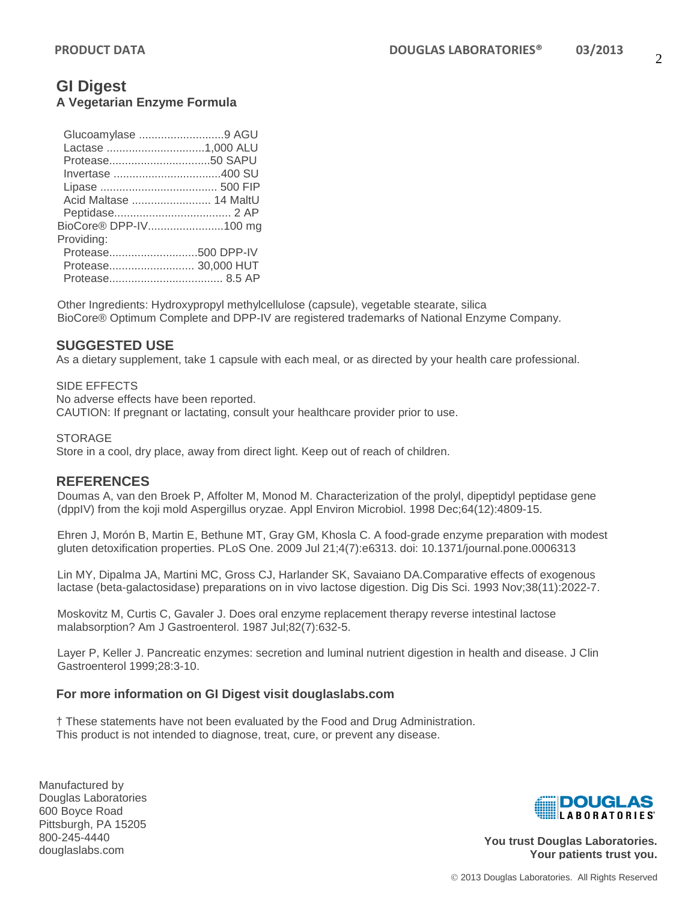# GI Digest

**A Vegetarian Enzyme Formula**

| | |
|---|---|
| Glucoamylase | 9 AGU |
| Lactase | 1,000 ALU |
| Protease | 50 SAPU |
| Invertase | 400 SU |
| Lipase | 500 FIP |
| Acid Maltase | 14 MaltU |
| Peptidase | 2 AP |
| BioCore® DPP-IV | 100 mg |
| Providing: | |
| Protease | 500 DPP-IV |
| Protease | 30,000 HUT |
| Protease | 8.5 AP |

Other Ingredients: Hydroxypropyl methylcellulose (capsule), vegetable stearate, silica
BioCore® Optimum Complete and DPP-IV are registered trademarks of National Enzyme Company.

## SUGGESTED USE

As a dietary supplement, take 1 capsule with each meal, or as directed by your health care professional.

SIDE EFFECTS
No adverse effects have been reported.
CAUTION: If pregnant or lactating, consult your healthcare provider prior to use.

STORAGE
Store in a cool, dry place, away from direct light. Keep out of reach of children.

## REFERENCES

Doumas A, van den Broek P, Affolter M, Monod M. Characterization of the prolyl, dipeptidyl peptidase gene (dppIV) from the koji mold Aspergillus oryzae. Appl Environ Microbiol. 1998 Dec;64(12):4809-15.

Ehren J, Morón B, Martin E, Bethune MT, Gray GM, Khosla C. A food-grade enzyme preparation with modest gluten detoxification properties. PLoS One. 2009 Jul 21;4(7):e6313. doi: 10.1371/journal.pone.0006313

Lin MY, Dipalma JA, Martini MC, Gross CJ, Harlander SK, Savaiano DA.Comparative effects of exogenous lactase (beta-galactosidase) preparations on in vivo lactose digestion. Dig Dis Sci. 1993 Nov;38(11):2022-7.

Moskovitz M, Curtis C, Gavaler J. Does oral enzyme replacement therapy reverse intestinal lactose malabsorption? Am J Gastroenterol. 1987 Jul;82(7):632-5.

Layer P, Keller J. Pancreatic enzymes: secretion and luminal nutrient digestion in health and disease. J Clin Gastroenterol 1999;28:3-10.

**For more information on GI Digest visit douglaslabs.com**

† These statements have not been evaluated by the Food and Drug Administration.
This product is not intended to diagnose, treat, cure, or prevent any disease.

Manufactured by
Douglas Laboratories
600 Boyce Road
Pittsburgh, PA 15205
800-245-4440
douglaslabs.com

DOUGLAS LABORATORIES®

**You trust Douglas Laboratories.**
**Your patients trust you.**

© 2013 Douglas Laboratories. All Rights Reserved